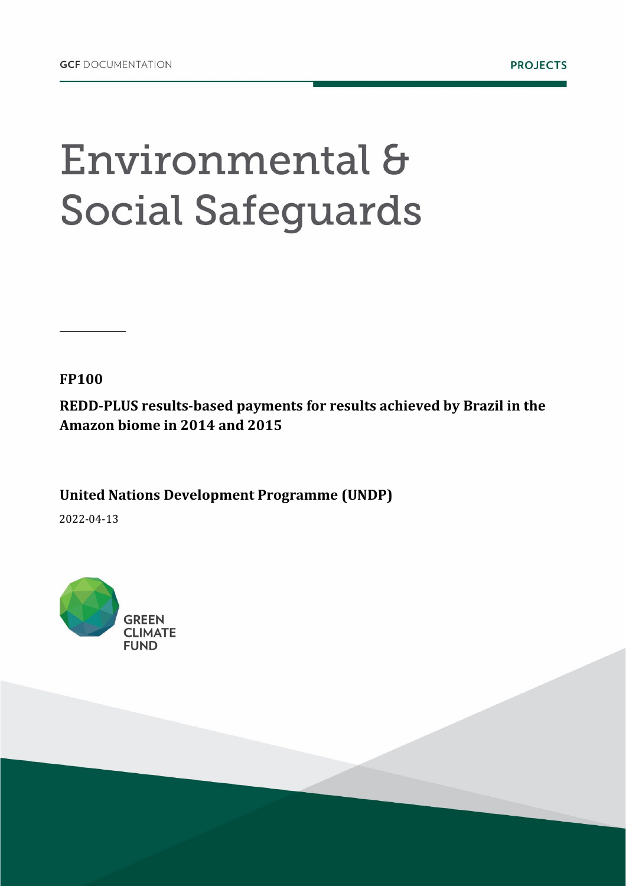GCF DOCUMENTATION

PROJECTS

# Environmental & Social Safeguards

**FP100**

**REDD-PLUS results-based payments for results achieved by Brazil in the Amazon biome in 2014 and 2015**

**United Nations Development Programme (UNDP)**

2022-04-13

GREEN CLIMATE FUND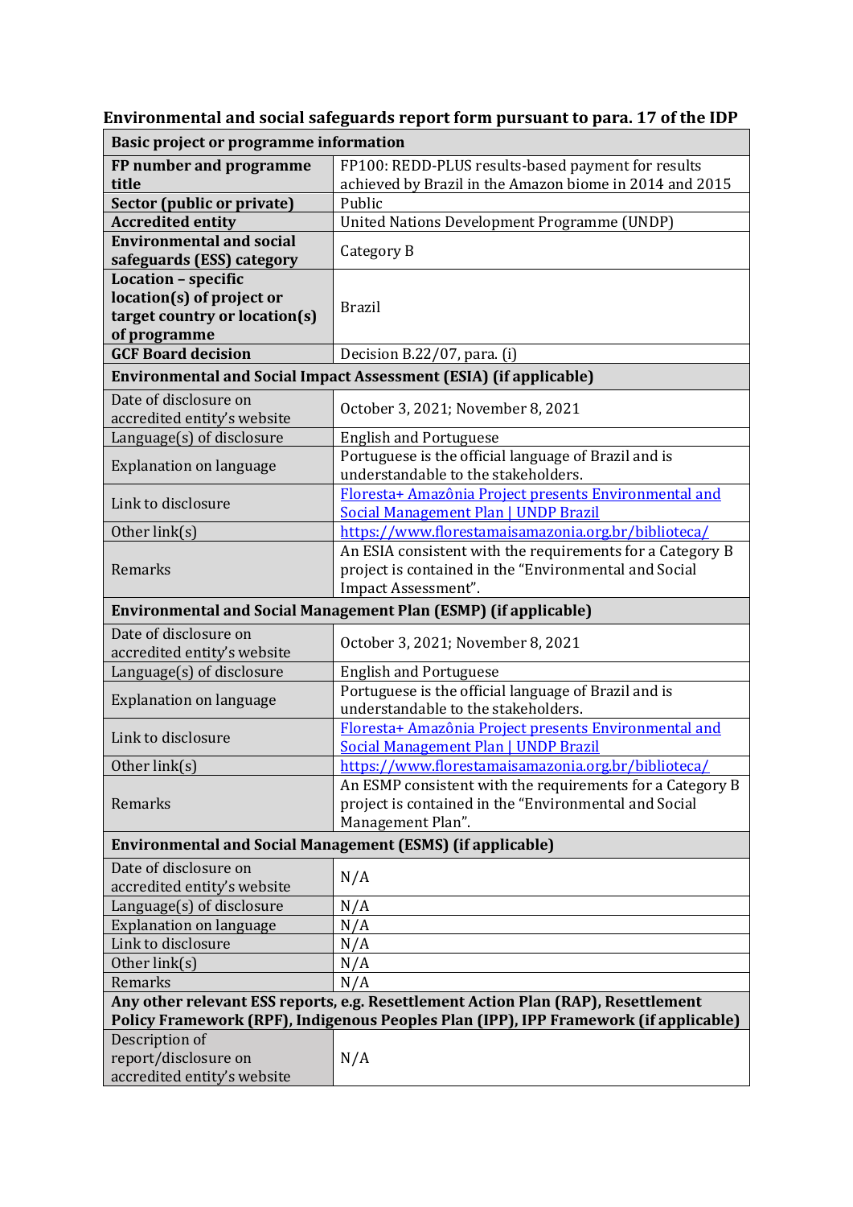**Environmental and social safeguards report form pursuant to para. 17 of the IDP**

| **Basic project or programme information** | |
|---|---|
| **FP number and programme title** | FP100: REDD-PLUS results-based payment for results achieved by Brazil in the Amazon biome in 2014 and 2015 |
| **Sector (public or private)** | Public |
| **Accredited entity** | United Nations Development Programme (UNDP) |
| **Environmental and social safeguards (ESS) category** | Category B |
| **Location – specific location(s) of project or target country or location(s) of programme** | Brazil |
| **GCF Board decision** | Decision B.22/07, para. (i) |
| **Environmental and Social Impact Assessment (ESIA) (if applicable)** | |
| Date of disclosure on accredited entity's website | October 3, 2021; November 8, 2021 |
| Language(s) of disclosure | English and Portuguese |
| Explanation on language | Portuguese is the official language of Brazil and is understandable to the stakeholders. |
| Link to disclosure | Floresta+ Amazônia Project presents Environmental and Social Management Plan \| UNDP Brazil |
| Other link(s) | https://www.florestamaisamazonia.org.br/biblioteca/ |
| Remarks | An ESIA consistent with the requirements for a Category B project is contained in the "Environmental and Social Impact Assessment". |
| **Environmental and Social Management Plan (ESMP) (if applicable)** | |
| Date of disclosure on accredited entity's website | October 3, 2021; November 8, 2021 |
| Language(s) of disclosure | English and Portuguese |
| Explanation on language | Portuguese is the official language of Brazil and is understandable to the stakeholders. |
| Link to disclosure | Floresta+ Amazônia Project presents Environmental and Social Management Plan \| UNDP Brazil |
| Other link(s) | https://www.florestamaisamazonia.org.br/biblioteca/ |
| Remarks | An ESMP consistent with the requirements for a Category B project is contained in the "Environmental and Social Management Plan". |
| **Environmental and Social Management (ESMS) (if applicable)** | |
| Date of disclosure on accredited entity's website | N/A |
| Language(s) of disclosure | N/A |
| Explanation on language | N/A |
| Link to disclosure | N/A |
| Other link(s) | N/A |
| Remarks | N/A |
| **Any other relevant ESS reports, e.g. Resettlement Action Plan (RAP), Resettlement Policy Framework (RPF), Indigenous Peoples Plan (IPP), IPP Framework (if applicable)** | |
| Description of report/disclosure on accredited entity's website | N/A |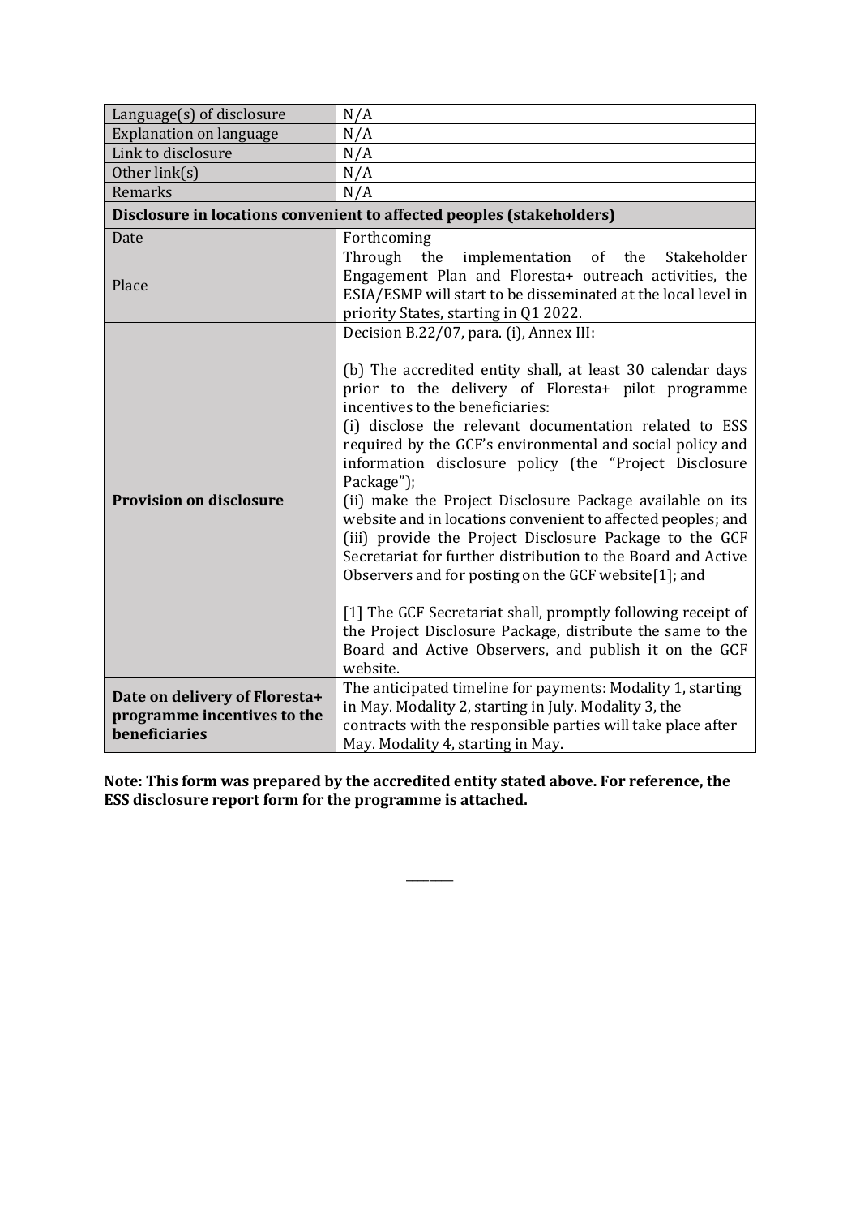| | |
|---|---|
| Language(s) of disclosure | N/A |
| Explanation on language | N/A |
| Link to disclosure | N/A |
| Other link(s) | N/A |
| Remarks | N/A |
| **Disclosure in locations convenient to affected peoples (stakeholders)** | |
| Date | Forthcoming |
| Place | Through the implementation of the Stakeholder Engagement Plan and Floresta+ outreach activities, the ESIA/ESMP will start to be disseminated at the local level in priority States, starting in Q1 2022. |
| **Provision on disclosure** | Decision B.22/07, para. (i), Annex III:<br><br>(b) The accredited entity shall, at least 30 calendar days prior to the delivery of Floresta+ pilot programme incentives to the beneficiaries:<br>(i) disclose the relevant documentation related to ESS required by the GCF's environmental and social policy and information disclosure policy (the "Project Disclosure Package");<br>(ii) make the Project Disclosure Package available on its website and in locations convenient to affected peoples; and<br>(iii) provide the Project Disclosure Package to the GCF Secretariat for further distribution to the Board and Active Observers and for posting on the GCF website[1]; and<br><br>[1] The GCF Secretariat shall, promptly following receipt of the Project Disclosure Package, distribute the same to the Board and Active Observers, and publish it on the GCF website. |
| **Date on delivery of Floresta+ programme incentives to the beneficiaries** | The anticipated timeline for payments: Modality 1, starting in May. Modality 2, starting in July. Modality 3, the contracts with the responsible parties will take place after May. Modality 4, starting in May. |

**Note: This form was prepared by the accredited entity stated above. For reference, the ESS disclosure report form for the programme is attached.**

______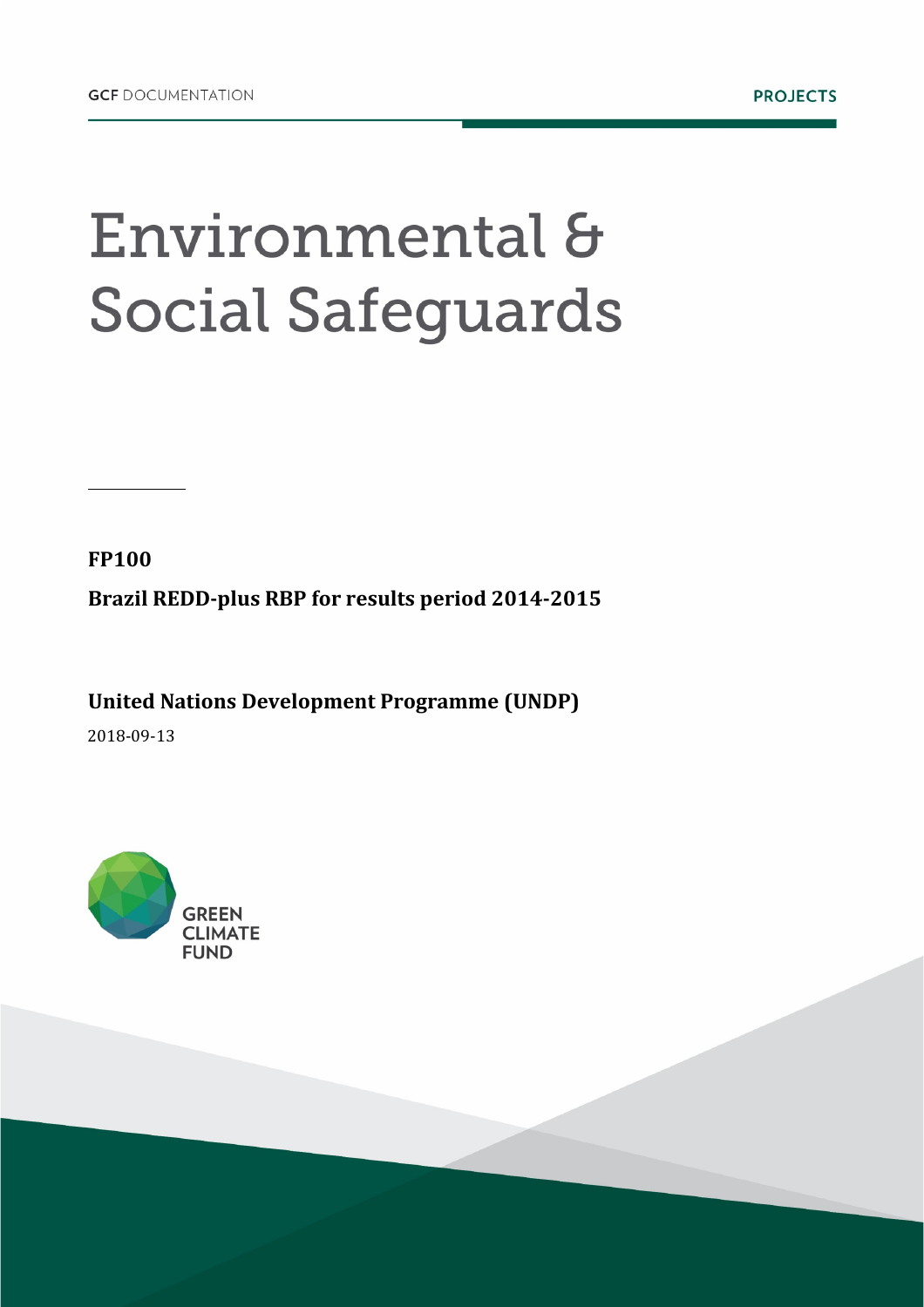GCF DOCUMENTATION

PROJECTS

# Environmental & Social Safeguards

**FP100**

**Brazil REDD-plus RBP for results period 2014-2015**

**United Nations Development Programme (UNDP)**

2018-09-13

GREEN CLIMATE FUND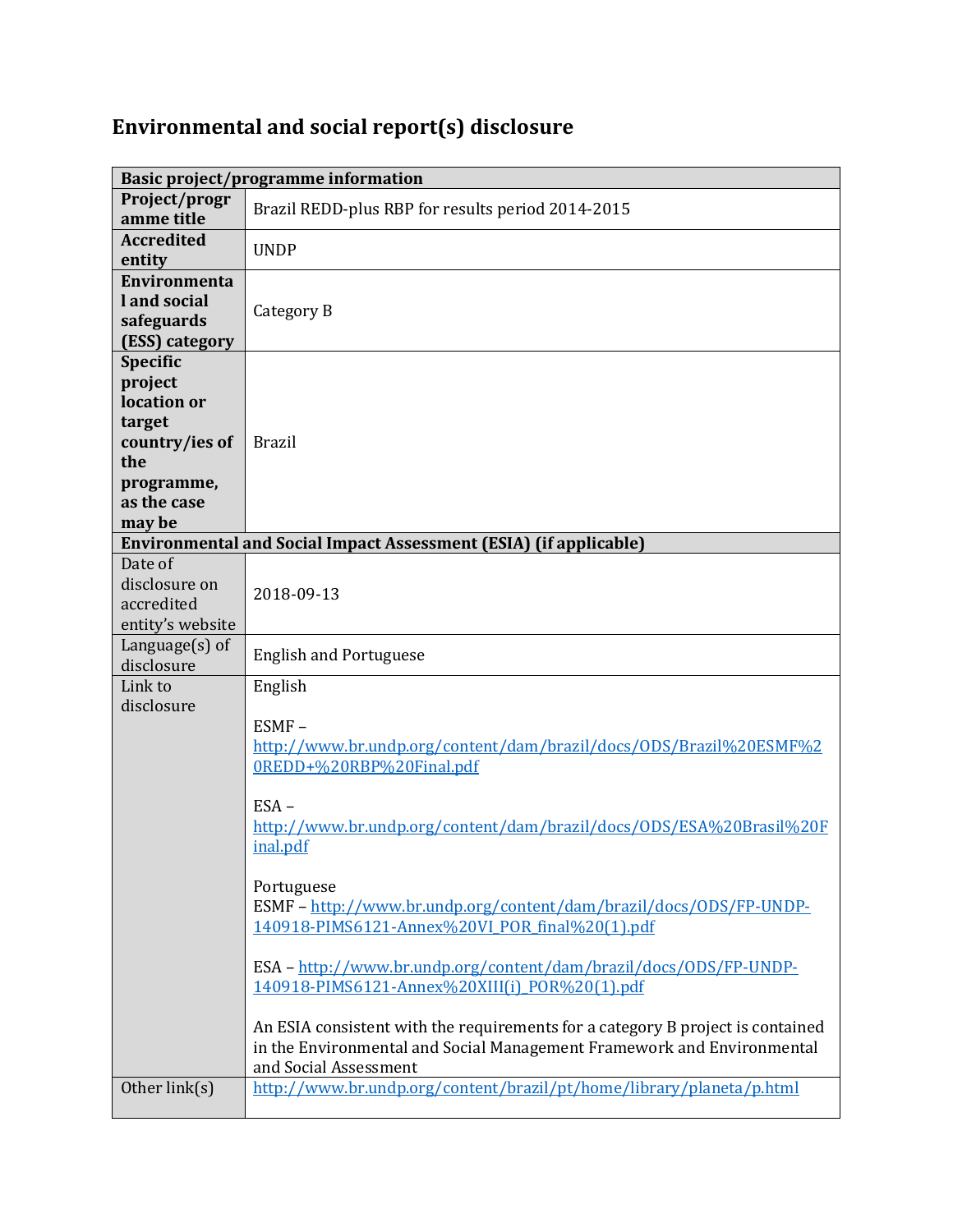# Environmental and social report(s) disclosure

| Basic project/programme information | |
|---|---|
| **Project/programme title** | Brazil REDD-plus RBP for results period 2014-2015 |
| **Accredited entity** | UNDP |
| **Environmental and social safeguards (ESS) category** | Category B |
| **Specific project location or target country/ies of the programme, as the case may be** | Brazil |
| **Environmental and Social Impact Assessment (ESIA) (if applicable)** | |
| Date of disclosure on accredited entity's website | 2018-09-13 |
| Language(s) of disclosure | English and Portuguese |
| Link to disclosure | English<br><br>ESMF – http://www.br.undp.org/content/dam/brazil/docs/ODS/Brazil%20ESMF%20REDD+%20RBP%20Final.pdf<br><br>ESA – http://www.br.undp.org/content/dam/brazil/docs/ODS/ESA%20Brasil%20Final.pdf<br><br>Portuguese<br>ESMF – http://www.br.undp.org/content/dam/brazil/docs/ODS/FP-UNDP-140918-PIMS6121-Annex%20VI_POR_final%20(1).pdf<br><br>ESA – http://www.br.undp.org/content/dam/brazil/docs/ODS/FP-UNDP-140918-PIMS6121-Annex%20XIII(i)_POR%20(1).pdf<br><br>An ESIA consistent with the requirements for a category B project is contained in the Environmental and Social Management Framework and Environmental and Social Assessment |
| Other link(s) | http://www.br.undp.org/content/brazil/pt/home/library/planeta/p.html |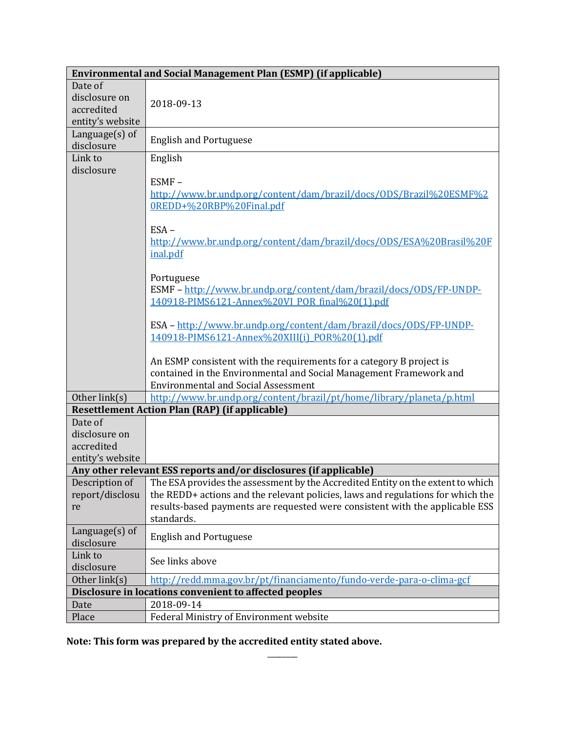| Environmental and Social Management Plan (ESMP) (if applicable) | |
|---|---|
| Date of disclosure on accredited entity's website | 2018-09-13 |
| Language(s) of disclosure | English and Portuguese |
| Link to disclosure | English<br><br>ESMF – http://www.br.undp.org/content/dam/brazil/docs/ODS/Brazil%20ESMF%20REDD+%20RBP%20Final.pdf<br><br>ESA – http://www.br.undp.org/content/dam/brazil/docs/ODS/ESA%20Brasil%20Final.pdf<br><br>Portuguese<br>ESMF – http://www.br.undp.org/content/dam/brazil/docs/ODS/FP-UNDP-140918-PIMS6121-Annex%20VI_POR_final%20(1).pdf<br><br>ESA – http://www.br.undp.org/content/dam/brazil/docs/ODS/FP-UNDP-140918-PIMS6121-Annex%20XIII(i)_POR%20(1).pdf<br><br>An ESMP consistent with the requirements for a category B project is contained in the Environmental and Social Management Framework and Environmental and Social Assessment |
| Other link(s) | http://www.br.undp.org/content/brazil/pt/home/library/planeta/p.html |
| **Resettlement Action Plan (RAP) (if applicable)** | |
| Date of disclosure on accredited entity's website | |
| **Any other relevant ESS reports and/or disclosures (if applicable)** | |
| Description of report/disclosure | The ESA provides the assessment by the Accredited Entity on the extent to which the REDD+ actions and the relevant policies, laws and regulations for which the results-based payments are requested were consistent with the applicable ESS standards. |
| Language(s) of disclosure | English and Portuguese |
| Link to disclosure | See links above |
| Other link(s) | http://redd.mma.gov.br/pt/financiamento/fundo-verde-para-o-clima-gcf |
| **Disclosure in locations convenient to affected peoples** | |
| Date | 2018-09-14 |
| Place | Federal Ministry of Environment website |

**Note: This form was prepared by the accredited entity stated above.**